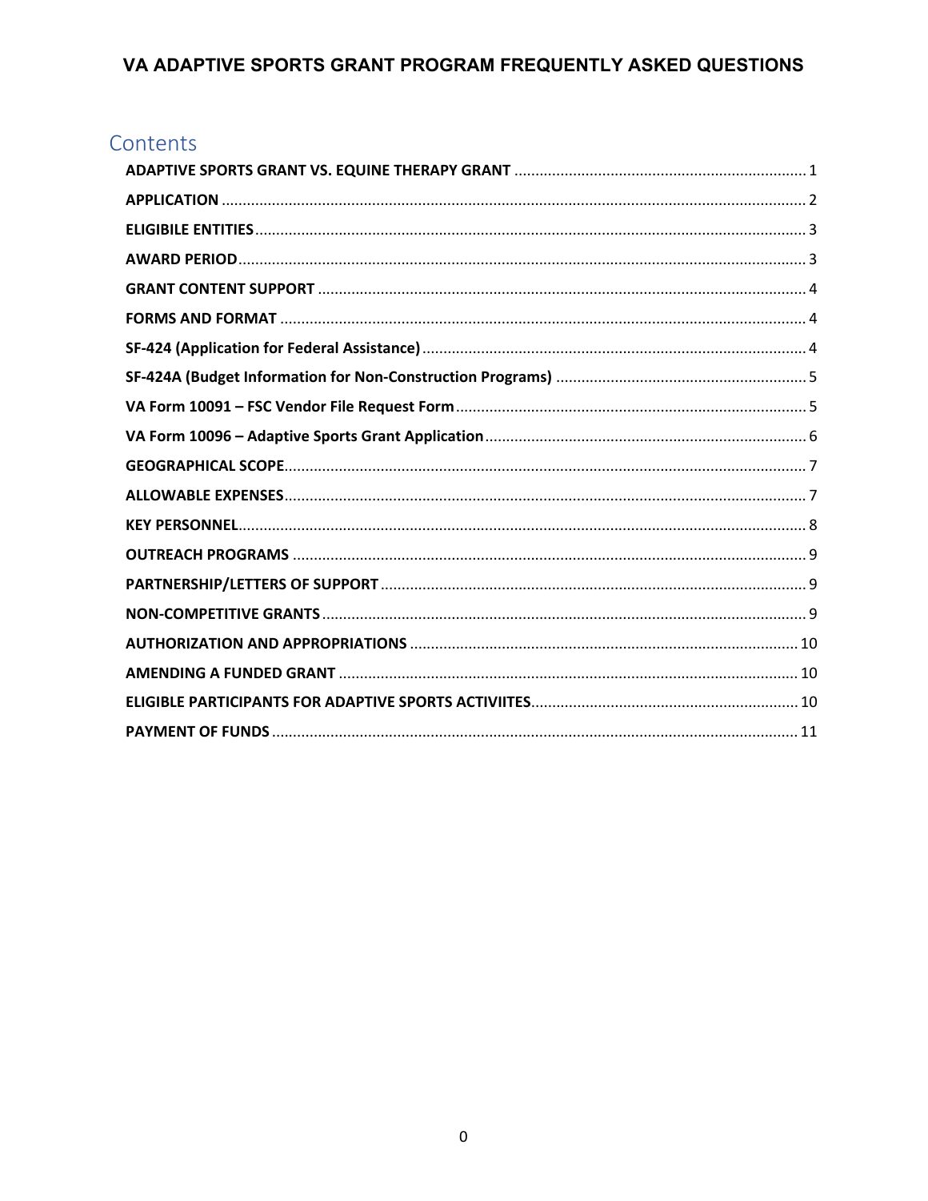# VA ADAPTIVE SPORTS GRANT PROGRAM FREQUENTLY ASKED QUESTIONS

## Contents

- **ADAPTIVE SPORTS GRANT VS. EQUINE THERAPY GRANT** ... 1
- **APPLICATION** ... 2
- **ELIGIBILE ENTITIES** ... 3
- **AWARD PERIOD** ... 3
- **GRANT CONTENT SUPPORT** ... 4
- **FORMS AND FORMAT** ... 4
- **SF-424 (Application for Federal Assistance)** ... 4
- **SF-424A (Budget Information for Non-Construction Programs)** ... 5
- **VA Form 10091 – FSC Vendor File Request Form** ... 5
- **VA Form 10096 – Adaptive Sports Grant Application** ... 6
- **GEOGRAPHICAL SCOPE** ... 7
- **ALLOWABLE EXPENSES** ... 7
- **KEY PERSONNEL** ... 8
- **OUTREACH PROGRAMS** ... 9
- **PARTNERSHIP/LETTERS OF SUPPORT** ... 9
- **NON-COMPETITIVE GRANTS** ... 9
- **AUTHORIZATION AND APPROPRIATIONS** ... 10
- **AMENDING A FUNDED GRANT** ... 10
- **ELIGIBLE PARTICIPANTS FOR ADAPTIVE SPORTS ACTIVIITES** ... 10
- **PAYMENT OF FUNDS** ... 11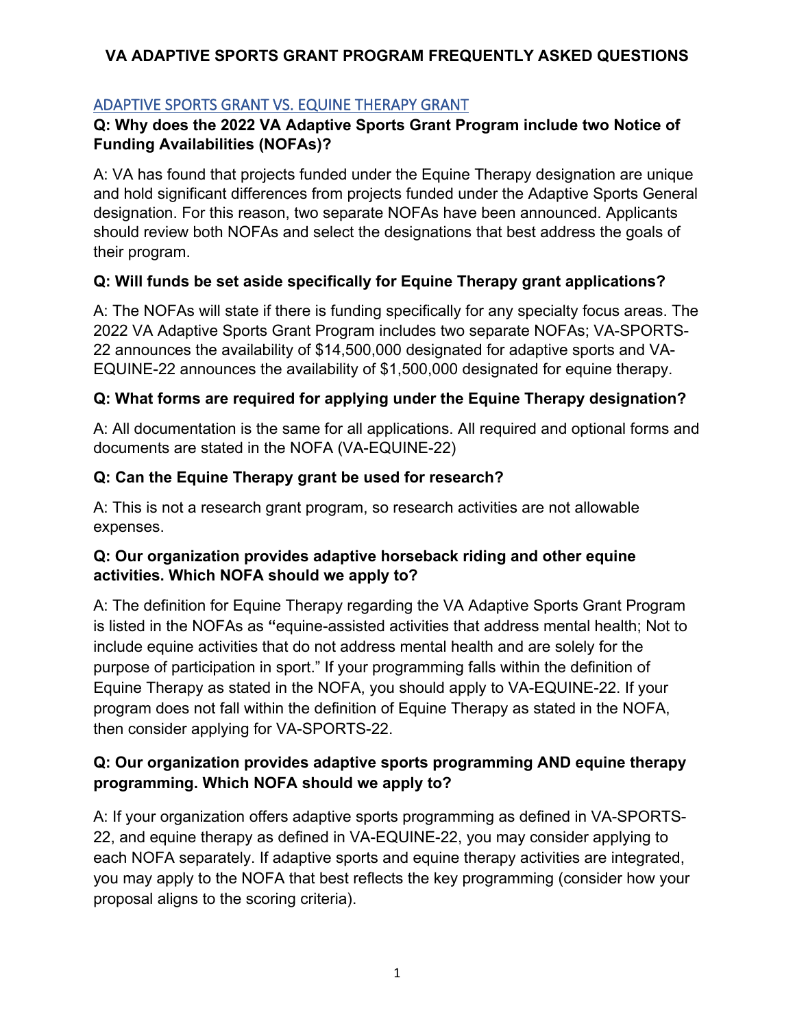# VA ADAPTIVE SPORTS GRANT PROGRAM FREQUENTLY ASKED QUESTIONS

## ADAPTIVE SPORTS GRANT VS. EQUINE THERAPY GRANT

**Q: Why does the 2022 VA Adaptive Sports Grant Program include two Notice of Funding Availabilities (NOFAs)?**

A: VA has found that projects funded under the Equine Therapy designation are unique and hold significant differences from projects funded under the Adaptive Sports General designation. For this reason, two separate NOFAs have been announced. Applicants should review both NOFAs and select the designations that best address the goals of their program.

**Q: Will funds be set aside specifically for Equine Therapy grant applications?**

A: The NOFAs will state if there is funding specifically for any specialty focus areas. The 2022 VA Adaptive Sports Grant Program includes two separate NOFAs; VA-SPORTS-22 announces the availability of $14,500,000 designated for adaptive sports and VA-EQUINE-22 announces the availability of $1,500,000 designated for equine therapy.

**Q: What forms are required for applying under the Equine Therapy designation?**

A: All documentation is the same for all applications. All required and optional forms and documents are stated in the NOFA (VA-EQUINE-22)

**Q: Can the Equine Therapy grant be used for research?**

A: This is not a research grant program, so research activities are not allowable expenses.

**Q: Our organization provides adaptive horseback riding and other equine activities. Which NOFA should we apply to?**

A: The definition for Equine Therapy regarding the VA Adaptive Sports Grant Program is listed in the NOFAs as **"**equine-assisted activities that address mental health; Not to include equine activities that do not address mental health and are solely for the purpose of participation in sport." If your programming falls within the definition of Equine Therapy as stated in the NOFA, you should apply to VA-EQUINE-22. If your program does not fall within the definition of Equine Therapy as stated in the NOFA, then consider applying for VA-SPORTS-22.

**Q: Our organization provides adaptive sports programming AND equine therapy programming. Which NOFA should we apply to?**

A: If your organization offers adaptive sports programming as defined in VA-SPORTS-22, and equine therapy as defined in VA-EQUINE-22, you may consider applying to each NOFA separately. If adaptive sports and equine therapy activities are integrated, you may apply to the NOFA that best reflects the key programming (consider how your proposal aligns to the scoring criteria).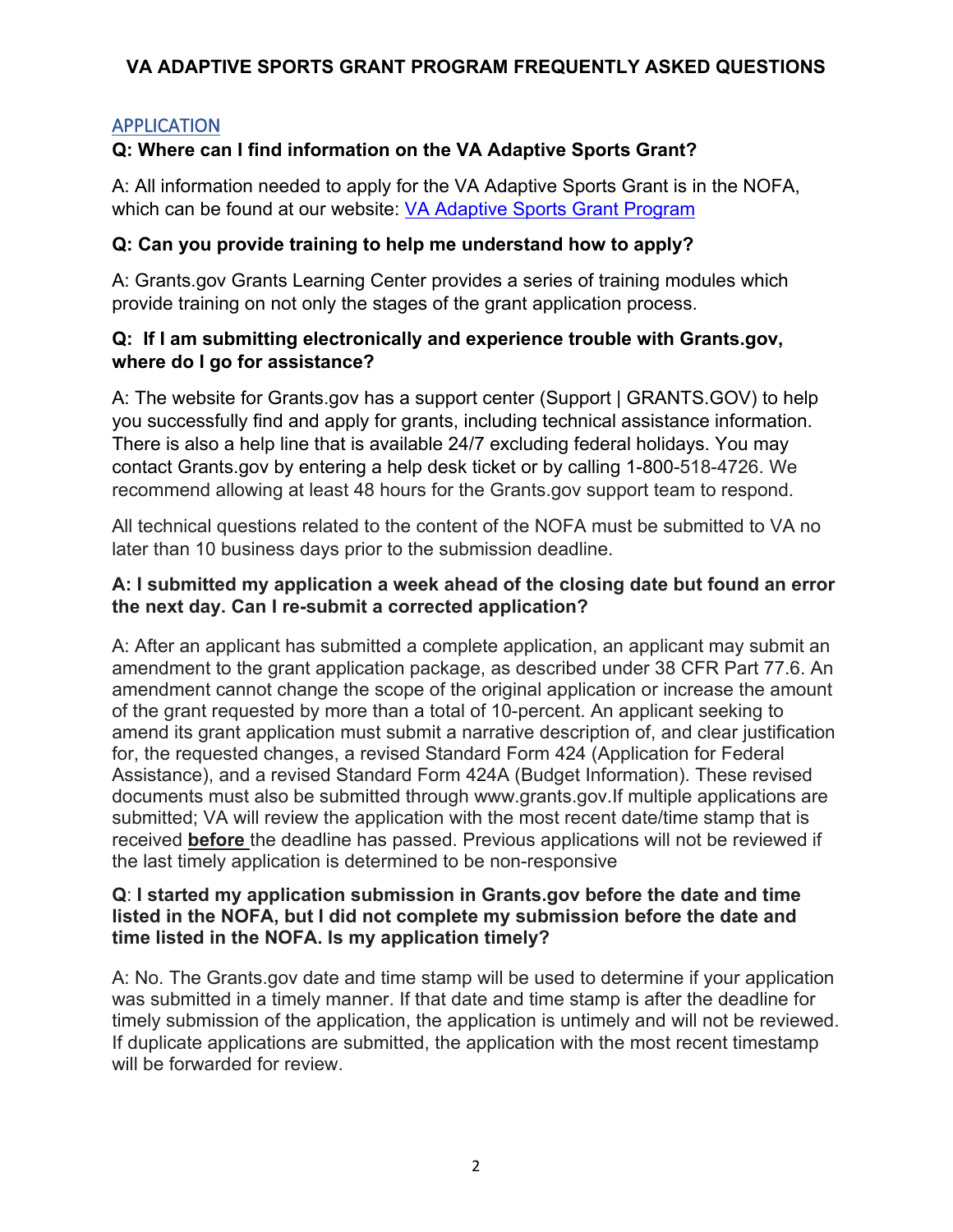# VA ADAPTIVE SPORTS GRANT PROGRAM FREQUENTLY ASKED QUESTIONS

## APPLICATION

**Q: Where can I find information on the VA Adaptive Sports Grant?**

A: All information needed to apply for the VA Adaptive Sports Grant is in the NOFA, which can be found at our website: [VA Adaptive Sports Grant Program]()

**Q: Can you provide training to help me understand how to apply?**

A: Grants.gov Grants Learning Center provides a series of training modules which provide training on not only the stages of the grant application process.

**Q: If I am submitting electronically and experience trouble with Grants.gov, where do I go for assistance?**

A: The website for Grants.gov has a support center (Support | GRANTS.GOV) to help you successfully find and apply for grants, including technical assistance information. There is also a help line that is available 24/7 excluding federal holidays. You may contact Grants.gov by entering a help desk ticket or by calling 1-800-518-4726. We recommend allowing at least 48 hours for the Grants.gov support team to respond.

All technical questions related to the content of the NOFA must be submitted to VA no later than 10 business days prior to the submission deadline.

**A: I submitted my application a week ahead of the closing date but found an error the next day. Can I re-submit a corrected application?**

A: After an applicant has submitted a complete application, an applicant may submit an amendment to the grant application package, as described under 38 CFR Part 77.6. An amendment cannot change the scope of the original application or increase the amount of the grant requested by more than a total of 10-percent. An applicant seeking to amend its grant application must submit a narrative description of, and clear justification for, the requested changes, a revised Standard Form 424 (Application for Federal Assistance), and a revised Standard Form 424A (Budget Information). These revised documents must also be submitted through www.grants.gov.If multiple applications are submitted; VA will review the application with the most recent date/time stamp that is received **before** the deadline has passed. Previous applications will not be reviewed if the last timely application is determined to be non-responsive

**Q**: **I started my application submission in Grants.gov before the date and time listed in the NOFA, but I did not complete my submission before the date and time listed in the NOFA. Is my application timely?**

A: No. The Grants.gov date and time stamp will be used to determine if your application was submitted in a timely manner. If that date and time stamp is after the deadline for timely submission of the application, the application is untimely and will not be reviewed. If duplicate applications are submitted, the application with the most recent timestamp will be forwarded for review.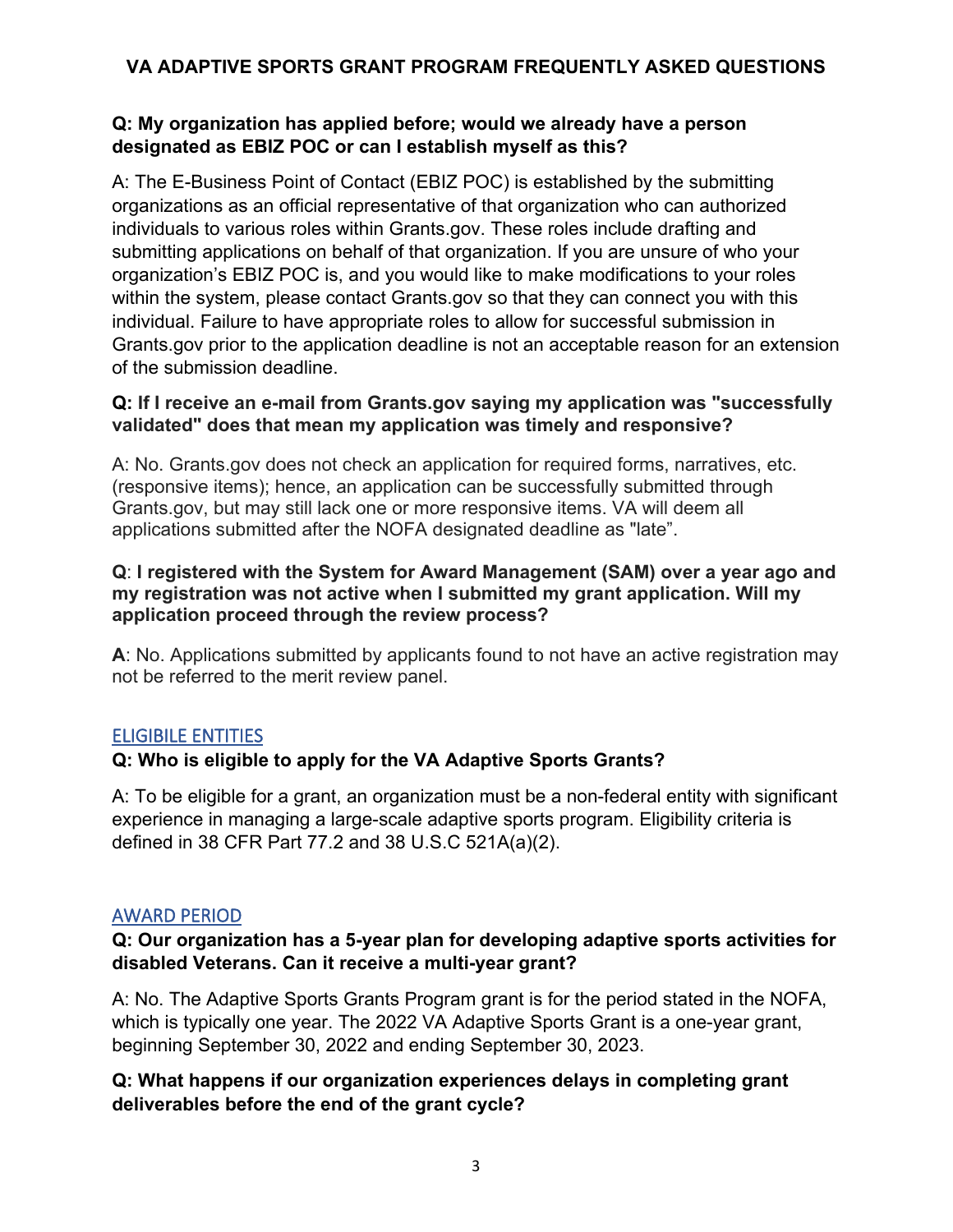# VA ADAPTIVE SPORTS GRANT PROGRAM FREQUENTLY ASKED QUESTIONS

**Q: My organization has applied before; would we already have a person designated as EBIZ POC or can I establish myself as this?**

A: The E-Business Point of Contact (EBIZ POC) is established by the submitting organizations as an official representative of that organization who can authorized individuals to various roles within Grants.gov. These roles include drafting and submitting applications on behalf of that organization. If you are unsure of who your organization's EBIZ POC is, and you would like to make modifications to your roles within the system, please contact Grants.gov so that they can connect you with this individual. Failure to have appropriate roles to allow for successful submission in Grants.gov prior to the application deadline is not an acceptable reason for an extension of the submission deadline.

**Q: If I receive an e-mail from Grants.gov saying my application was "successfully validated" does that mean my application was timely and responsive?**

A: No. Grants.gov does not check an application for required forms, narratives, etc. (responsive items); hence, an application can be successfully submitted through Grants.gov, but may still lack one or more responsive items. VA will deem all applications submitted after the NOFA designated deadline as "late".

**Q**: **I registered with the System for Award Management (SAM) over a year ago and my registration was not active when I submitted my grant application. Will my application proceed through the review process?**

**A**: No. Applications submitted by applicants found to not have an active registration may not be referred to the merit review panel.

## ELIGIBILE ENTITIES

**Q: Who is eligible to apply for the VA Adaptive Sports Grants?**

A: To be eligible for a grant, an organization must be a non-federal entity with significant experience in managing a large-scale adaptive sports program. Eligibility criteria is defined in 38 CFR Part 77.2 and 38 U.S.C 521A(a)(2).

## AWARD PERIOD

**Q: Our organization has a 5-year plan for developing adaptive sports activities for disabled Veterans. Can it receive a multi-year grant?**

A: No. The Adaptive Sports Grants Program grant is for the period stated in the NOFA, which is typically one year. The 2022 VA Adaptive Sports Grant is a one-year grant, beginning September 30, 2022 and ending September 30, 2023.

**Q: What happens if our organization experiences delays in completing grant deliverables before the end of the grant cycle?**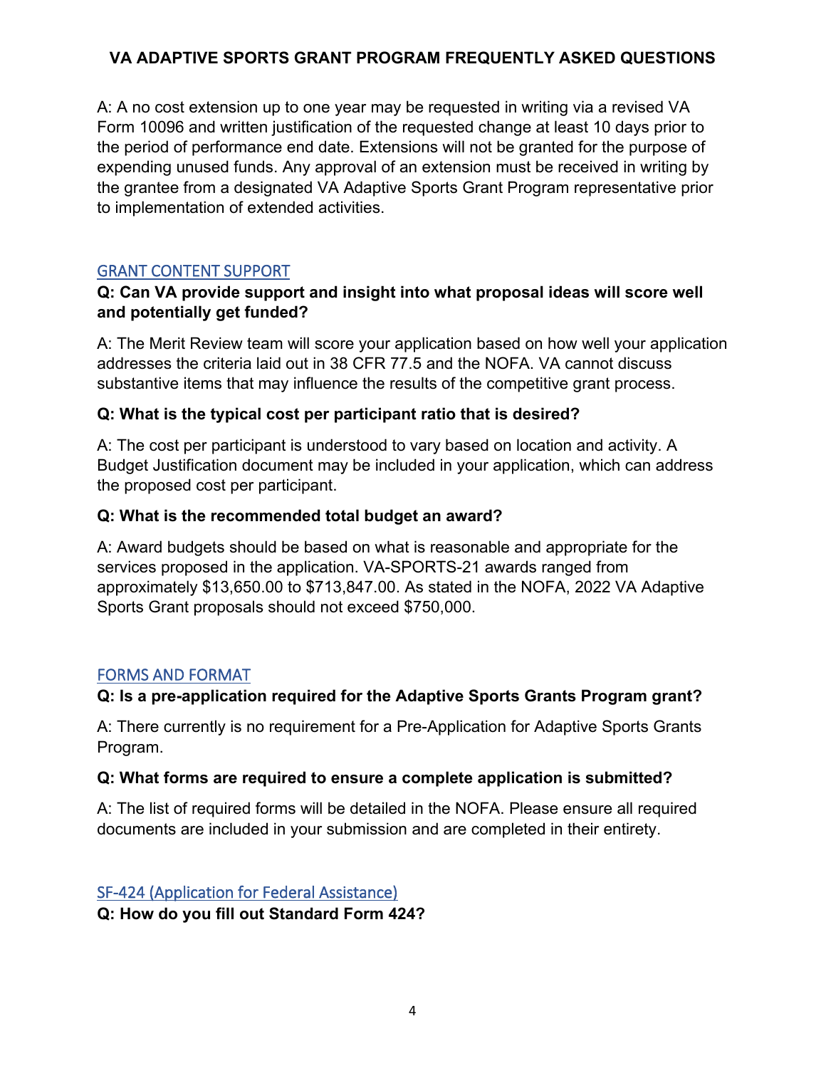A: A no cost extension up to one year may be requested in writing via a revised VA Form 10096 and written justification of the requested change at least 10 days prior to the period of performance end date. Extensions will not be granted for the purpose of expending unused funds. Any approval of an extension must be received in writing by the grantee from a designated VA Adaptive Sports Grant Program representative prior to implementation of extended activities.

## GRANT CONTENT SUPPORT

**Q: Can VA provide support and insight into what proposal ideas will score well and potentially get funded?**

A: The Merit Review team will score your application based on how well your application addresses the criteria laid out in 38 CFR 77.5 and the NOFA. VA cannot discuss substantive items that may influence the results of the competitive grant process.

**Q: What is the typical cost per participant ratio that is desired?**

A: The cost per participant is understood to vary based on location and activity. A Budget Justification document may be included in your application, which can address the proposed cost per participant.

**Q: What is the recommended total budget an award?**

A: Award budgets should be based on what is reasonable and appropriate for the services proposed in the application. VA-SPORTS-21 awards ranged from approximately $13,650.00 to $713,847.00. As stated in the NOFA, 2022 VA Adaptive Sports Grant proposals should not exceed $750,000.

## FORMS AND FORMAT

**Q: Is a pre-application required for the Adaptive Sports Grants Program grant?**

A: There currently is no requirement for a Pre-Application for Adaptive Sports Grants Program.

**Q: What forms are required to ensure a complete application is submitted?**

A: The list of required forms will be detailed in the NOFA. Please ensure all required documents are included in your submission and are completed in their entirety.

## SF-424 (Application for Federal Assistance)

**Q: How do you fill out Standard Form 424?**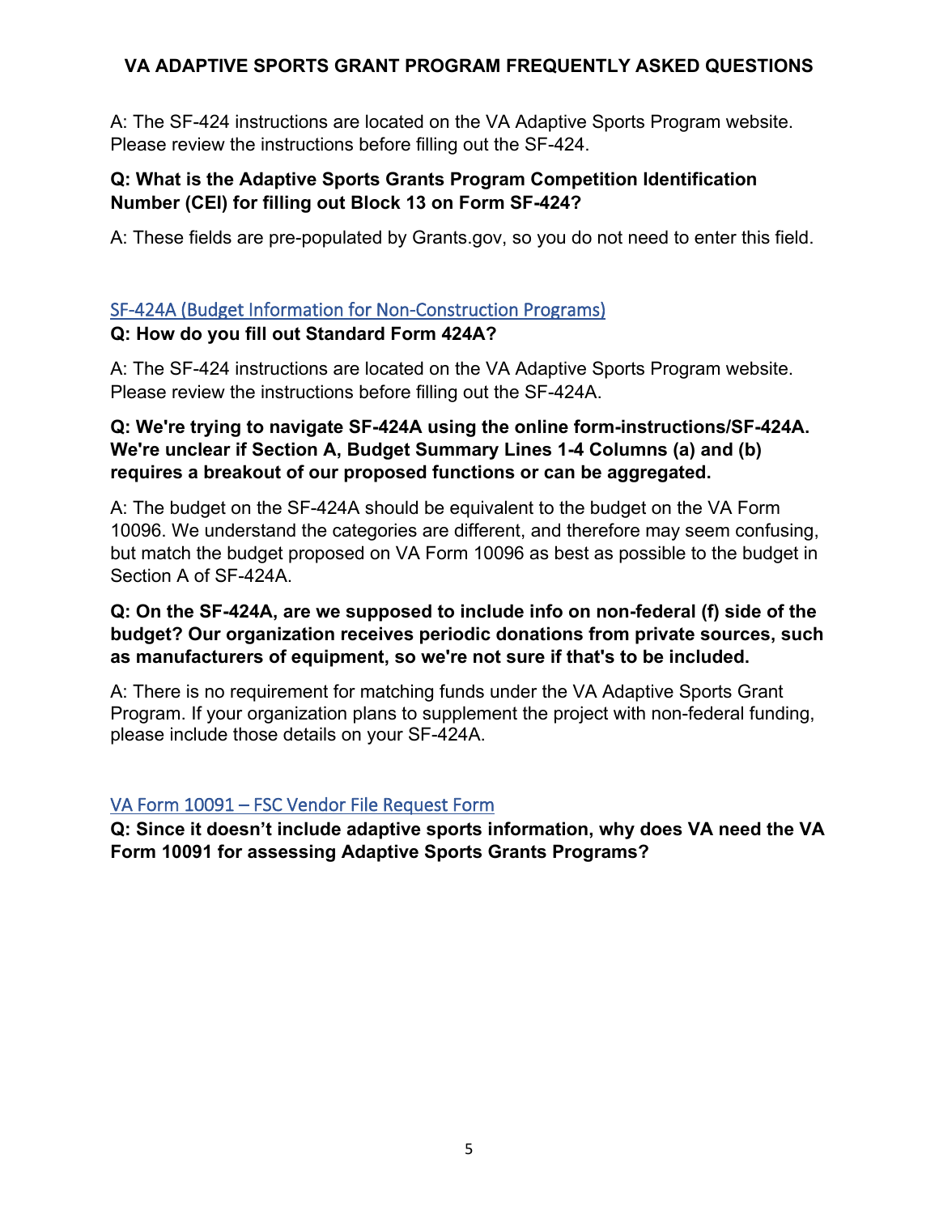A: The SF-424 instructions are located on the VA Adaptive Sports Program website. Please review the instructions before filling out the SF-424.

**Q: What is the Adaptive Sports Grants Program Competition Identification Number (CEI) for filling out Block 13 on Form SF-424?**

A: These fields are pre-populated by Grants.gov, so you do not need to enter this field.

## SF-424A (Budget Information for Non-Construction Programs)

**Q: How do you fill out Standard Form 424A?**

A: The SF-424 instructions are located on the VA Adaptive Sports Program website. Please review the instructions before filling out the SF-424A.

**Q: We're trying to navigate SF-424A using the online form-instructions/SF-424A. We're unclear if Section A, Budget Summary Lines 1-4 Columns (a) and (b) requires a breakout of our proposed functions or can be aggregated.**

A: The budget on the SF-424A should be equivalent to the budget on the VA Form 10096. We understand the categories are different, and therefore may seem confusing, but match the budget proposed on VA Form 10096 as best as possible to the budget in Section A of SF-424A.

**Q: On the SF-424A, are we supposed to include info on non-federal (f) side of the budget? Our organization receives periodic donations from private sources, such as manufacturers of equipment, so we're not sure if that's to be included.**

A: There is no requirement for matching funds under the VA Adaptive Sports Grant Program. If your organization plans to supplement the project with non-federal funding, please include those details on your SF-424A.

## VA Form 10091 – FSC Vendor File Request Form

**Q: Since it doesn't include adaptive sports information, why does VA need the VA Form 10091 for assessing Adaptive Sports Grants Programs?**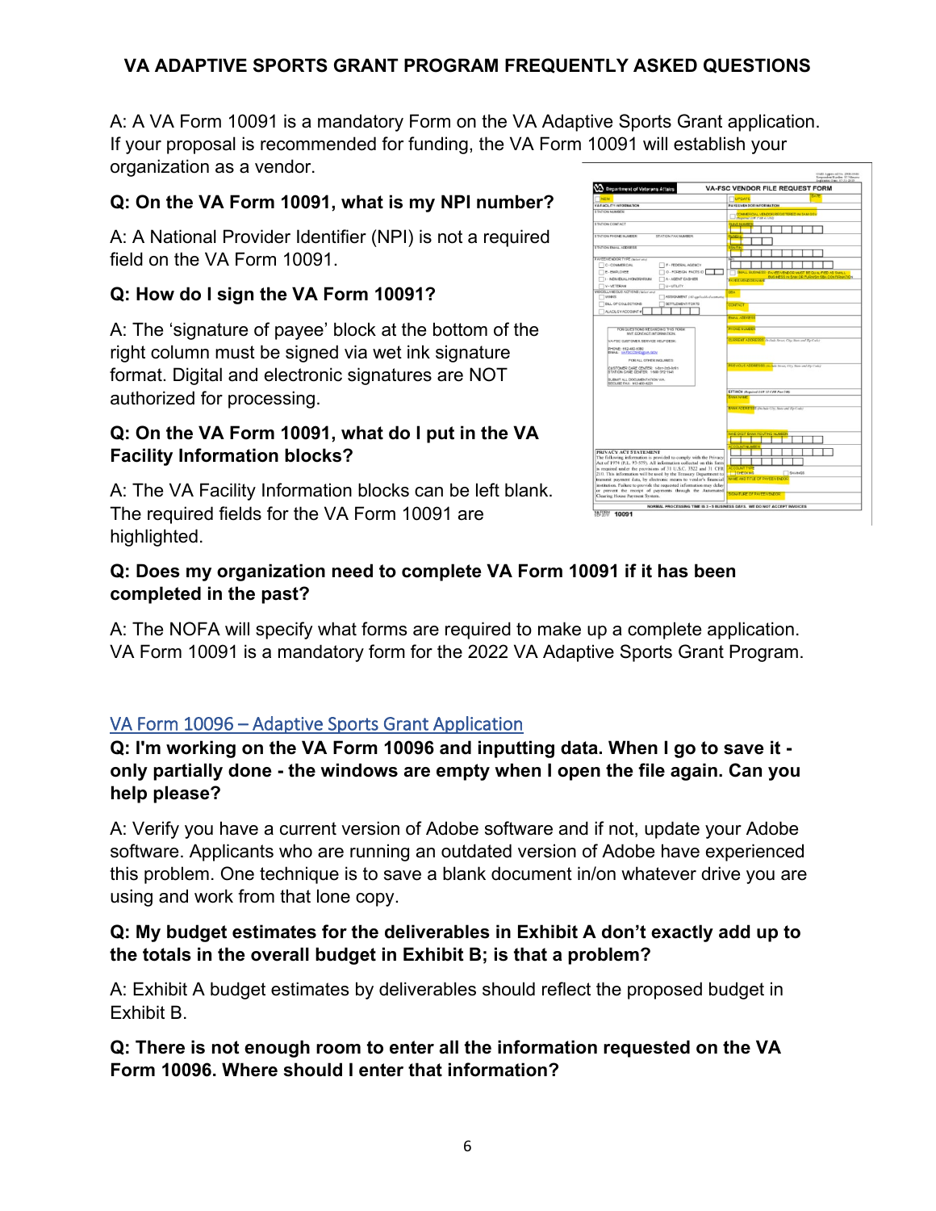A: A VA Form 10091 is a mandatory Form on the VA Adaptive Sports Grant application. If your proposal is recommended for funding, the VA Form 10091 will establish your organization as a vendor.

**Q: On the VA Form 10091, what is my NPI number?**

A: A National Provider Identifier (NPI) is not a required field on the VA Form 10091.

**Q: How do I sign the VA Form 10091?**

A: The 'signature of payee' block at the bottom of the right column must be signed via wet ink signature format. Digital and electronic signatures are NOT authorized for processing.

**Q: On the VA Form 10091, what do I put in the VA Facility Information blocks?**

A: The VA Facility Information blocks can be left blank. The required fields for the VA Form 10091 are highlighted.

**Q: Does my organization need to complete VA Form 10091 if it has been completed in the past?**

A: The NOFA will specify what forms are required to make up a complete application. VA Form 10091 is a mandatory form for the 2022 VA Adaptive Sports Grant Program.

## VA Form 10096 – Adaptive Sports Grant Application

**Q: I'm working on the VA Form 10096 and inputting data. When I go to save it - only partially done - the windows are empty when I open the file again. Can you help please?**

A: Verify you have a current version of Adobe software and if not, update your Adobe software. Applicants who are running an outdated version of Adobe have experienced this problem. One technique is to save a blank document in/on whatever drive you are using and work from that lone copy.

**Q: My budget estimates for the deliverables in Exhibit A don't exactly add up to the totals in the overall budget in Exhibit B; is that a problem?**

A: Exhibit A budget estimates by deliverables should reflect the proposed budget in Exhibit B.

**Q: There is not enough room to enter all the information requested on the VA Form 10096. Where should I enter that information?**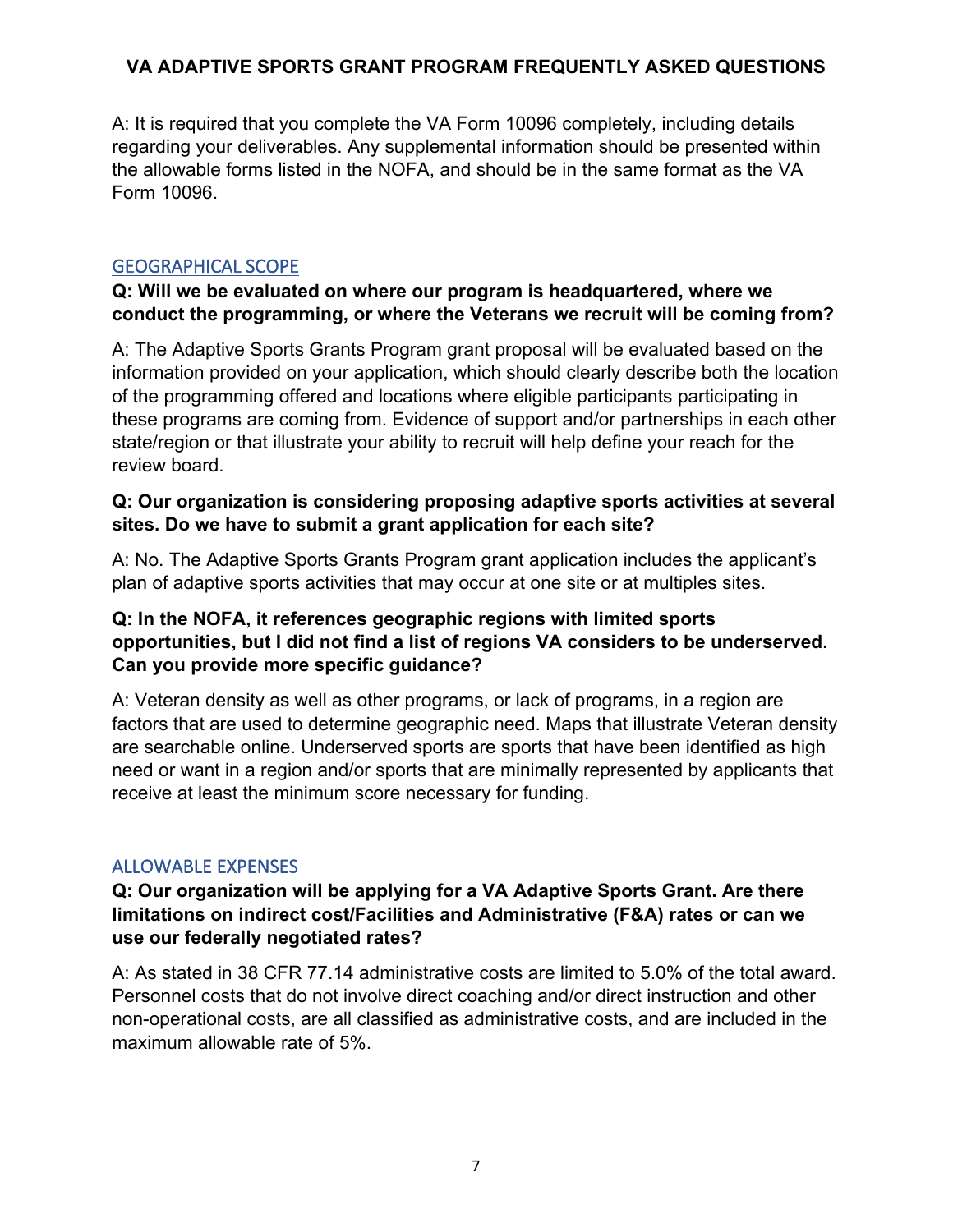A: It is required that you complete the VA Form 10096 completely, including details regarding your deliverables. Any supplemental information should be presented within the allowable forms listed in the NOFA, and should be in the same format as the VA Form 10096.

## GEOGRAPHICAL SCOPE

**Q: Will we be evaluated on where our program is headquartered, where we conduct the programming, or where the Veterans we recruit will be coming from?**

A: The Adaptive Sports Grants Program grant proposal will be evaluated based on the information provided on your application, which should clearly describe both the location of the programming offered and locations where eligible participants participating in these programs are coming from. Evidence of support and/or partnerships in each other state/region or that illustrate your ability to recruit will help define your reach for the review board.

**Q: Our organization is considering proposing adaptive sports activities at several sites. Do we have to submit a grant application for each site?**

A: No. The Adaptive Sports Grants Program grant application includes the applicant's plan of adaptive sports activities that may occur at one site or at multiples sites.

**Q: In the NOFA, it references geographic regions with limited sports opportunities, but I did not find a list of regions VA considers to be underserved. Can you provide more specific guidance?**

A: Veteran density as well as other programs, or lack of programs, in a region are factors that are used to determine geographic need. Maps that illustrate Veteran density are searchable online. Underserved sports are sports that have been identified as high need or want in a region and/or sports that are minimally represented by applicants that receive at least the minimum score necessary for funding.

## ALLOWABLE EXPENSES

**Q: Our organization will be applying for a VA Adaptive Sports Grant. Are there limitations on indirect cost/Facilities and Administrative (F&A) rates or can we use our federally negotiated rates?**

A: As stated in 38 CFR 77.14 administrative costs are limited to 5.0% of the total award. Personnel costs that do not involve direct coaching and/or direct instruction and other non-operational costs, are all classified as administrative costs, and are included in the maximum allowable rate of 5%.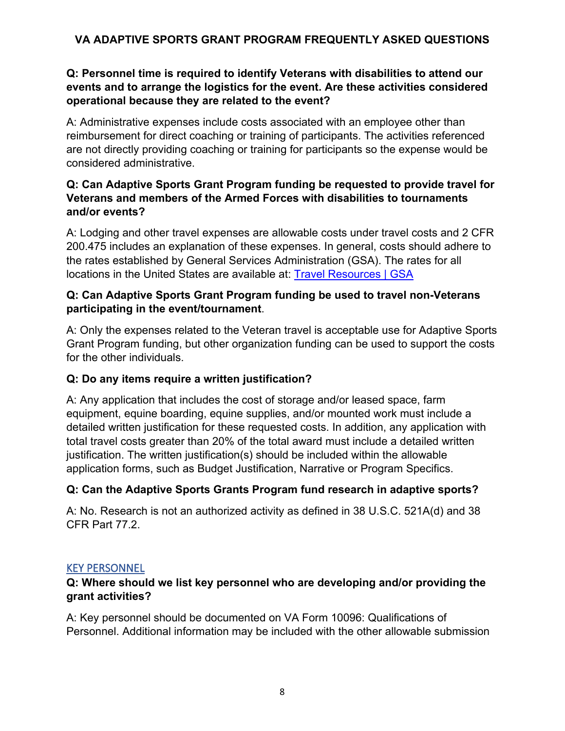**Q: Personnel time is required to identify Veterans with disabilities to attend our events and to arrange the logistics for the event. Are these activities considered operational because they are related to the event?**

A: Administrative expenses include costs associated with an employee other than reimbursement for direct coaching or training of participants. The activities referenced are not directly providing coaching or training for participants so the expense would be considered administrative.

**Q: Can Adaptive Sports Grant Program funding be requested to provide travel for Veterans and members of the Armed Forces with disabilities to tournaments and/or events?**

A: Lodging and other travel expenses are allowable costs under travel costs and 2 CFR 200.475 includes an explanation of these expenses. In general, costs should adhere to the rates established by General Services Administration (GSA). The rates for all locations in the United States are available at: [Travel Resources | GSA]

**Q: Can Adaptive Sports Grant Program funding be used to travel non-Veterans participating in the event/tournament**.

A: Only the expenses related to the Veteran travel is acceptable use for Adaptive Sports Grant Program funding, but other organization funding can be used to support the costs for the other individuals.

**Q: Do any items require a written justification?**

A: Any application that includes the cost of storage and/or leased space, farm equipment, equine boarding, equine supplies, and/or mounted work must include a detailed written justification for these requested costs. In addition, any application with total travel costs greater than 20% of the total award must include a detailed written justification. The written justification(s) should be included within the allowable application forms, such as Budget Justification, Narrative or Program Specifics.

**Q: Can the Adaptive Sports Grants Program fund research in adaptive sports?**

A: No. Research is not an authorized activity as defined in 38 U.S.C. 521A(d) and 38 CFR Part 77.2.

## KEY PERSONNEL

**Q: Where should we list key personnel who are developing and/or providing the grant activities?**

A: Key personnel should be documented on VA Form 10096: Qualifications of Personnel. Additional information may be included with the other allowable submission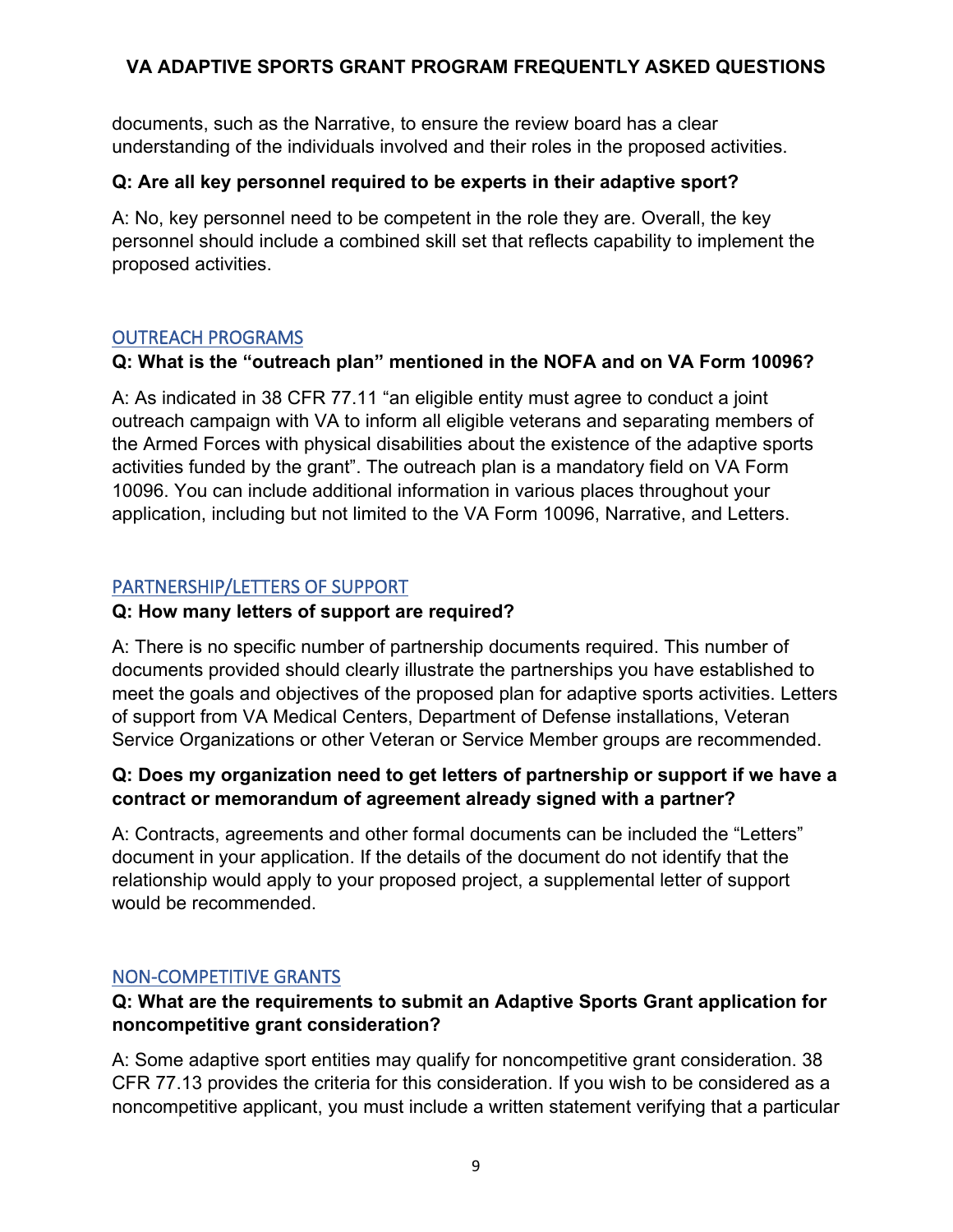documents, such as the Narrative, to ensure the review board has a clear understanding of the individuals involved and their roles in the proposed activities.

**Q: Are all key personnel required to be experts in their adaptive sport?**

A: No, key personnel need to be competent in the role they are. Overall, the key personnel should include a combined skill set that reflects capability to implement the proposed activities.

## OUTREACH PROGRAMS

**Q: What is the "outreach plan" mentioned in the NOFA and on VA Form 10096?**

A: As indicated in 38 CFR 77.11 "an eligible entity must agree to conduct a joint outreach campaign with VA to inform all eligible veterans and separating members of the Armed Forces with physical disabilities about the existence of the adaptive sports activities funded by the grant". The outreach plan is a mandatory field on VA Form 10096. You can include additional information in various places throughout your application, including but not limited to the VA Form 10096, Narrative, and Letters.

## PARTNERSHIP/LETTERS OF SUPPORT

**Q: How many letters of support are required?**

A: There is no specific number of partnership documents required. This number of documents provided should clearly illustrate the partnerships you have established to meet the goals and objectives of the proposed plan for adaptive sports activities. Letters of support from VA Medical Centers, Department of Defense installations, Veteran Service Organizations or other Veteran or Service Member groups are recommended.

**Q: Does my organization need to get letters of partnership or support if we have a contract or memorandum of agreement already signed with a partner?**

A: Contracts, agreements and other formal documents can be included the "Letters" document in your application. If the details of the document do not identify that the relationship would apply to your proposed project, a supplemental letter of support would be recommended.

## NON-COMPETITIVE GRANTS

**Q: What are the requirements to submit an Adaptive Sports Grant application for noncompetitive grant consideration?**

A: Some adaptive sport entities may qualify for noncompetitive grant consideration. 38 CFR 77.13 provides the criteria for this consideration. If you wish to be considered as a noncompetitive applicant, you must include a written statement verifying that a particular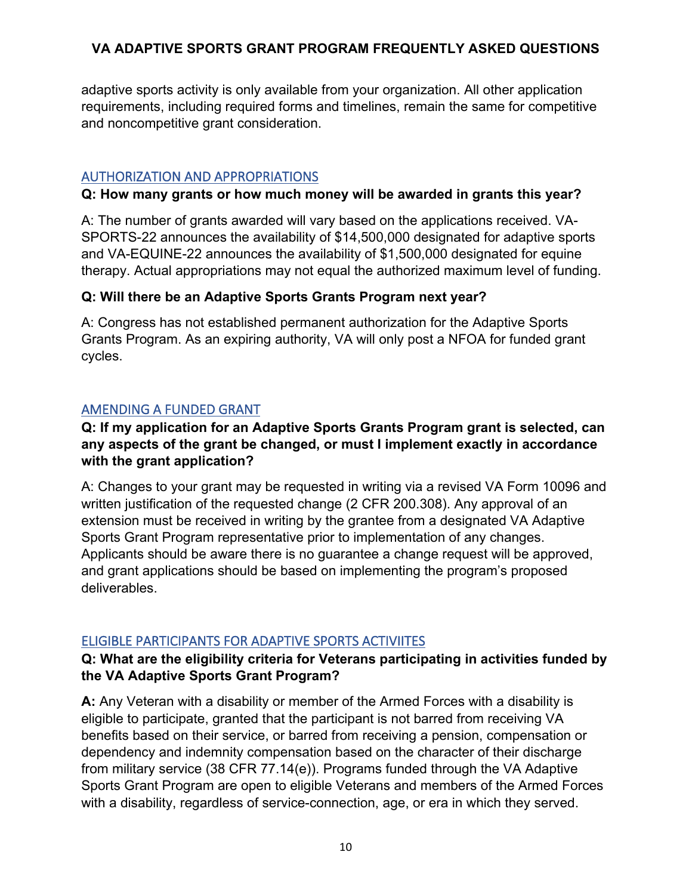adaptive sports activity is only available from your organization. All other application requirements, including required forms and timelines, remain the same for competitive and noncompetitive grant consideration.

## AUTHORIZATION AND APPROPRIATIONS

**Q: How many grants or how much money will be awarded in grants this year?**

A: The number of grants awarded will vary based on the applications received. VA-SPORTS-22 announces the availability of $14,500,000 designated for adaptive sports and VA-EQUINE-22 announces the availability of $1,500,000 designated for equine therapy. Actual appropriations may not equal the authorized maximum level of funding.

**Q: Will there be an Adaptive Sports Grants Program next year?**

A: Congress has not established permanent authorization for the Adaptive Sports Grants Program. As an expiring authority, VA will only post a NFOA for funded grant cycles.

## AMENDING A FUNDED GRANT

**Q: If my application for an Adaptive Sports Grants Program grant is selected, can any aspects of the grant be changed, or must I implement exactly in accordance with the grant application?**

A: Changes to your grant may be requested in writing via a revised VA Form 10096 and written justification of the requested change (2 CFR 200.308). Any approval of an extension must be received in writing by the grantee from a designated VA Adaptive Sports Grant Program representative prior to implementation of any changes. Applicants should be aware there is no guarantee a change request will be approved, and grant applications should be based on implementing the program's proposed deliverables.

## ELIGIBLE PARTICIPANTS FOR ADAPTIVE SPORTS ACTIVIITES

**Q: What are the eligibility criteria for Veterans participating in activities funded by the VA Adaptive Sports Grant Program?**

**A:** Any Veteran with a disability or member of the Armed Forces with a disability is eligible to participate, granted that the participant is not barred from receiving VA benefits based on their service, or barred from receiving a pension, compensation or dependency and indemnity compensation based on the character of their discharge from military service (38 CFR 77.14(e)). Programs funded through the VA Adaptive Sports Grant Program are open to eligible Veterans and members of the Armed Forces with a disability, regardless of service-connection, age, or era in which they served.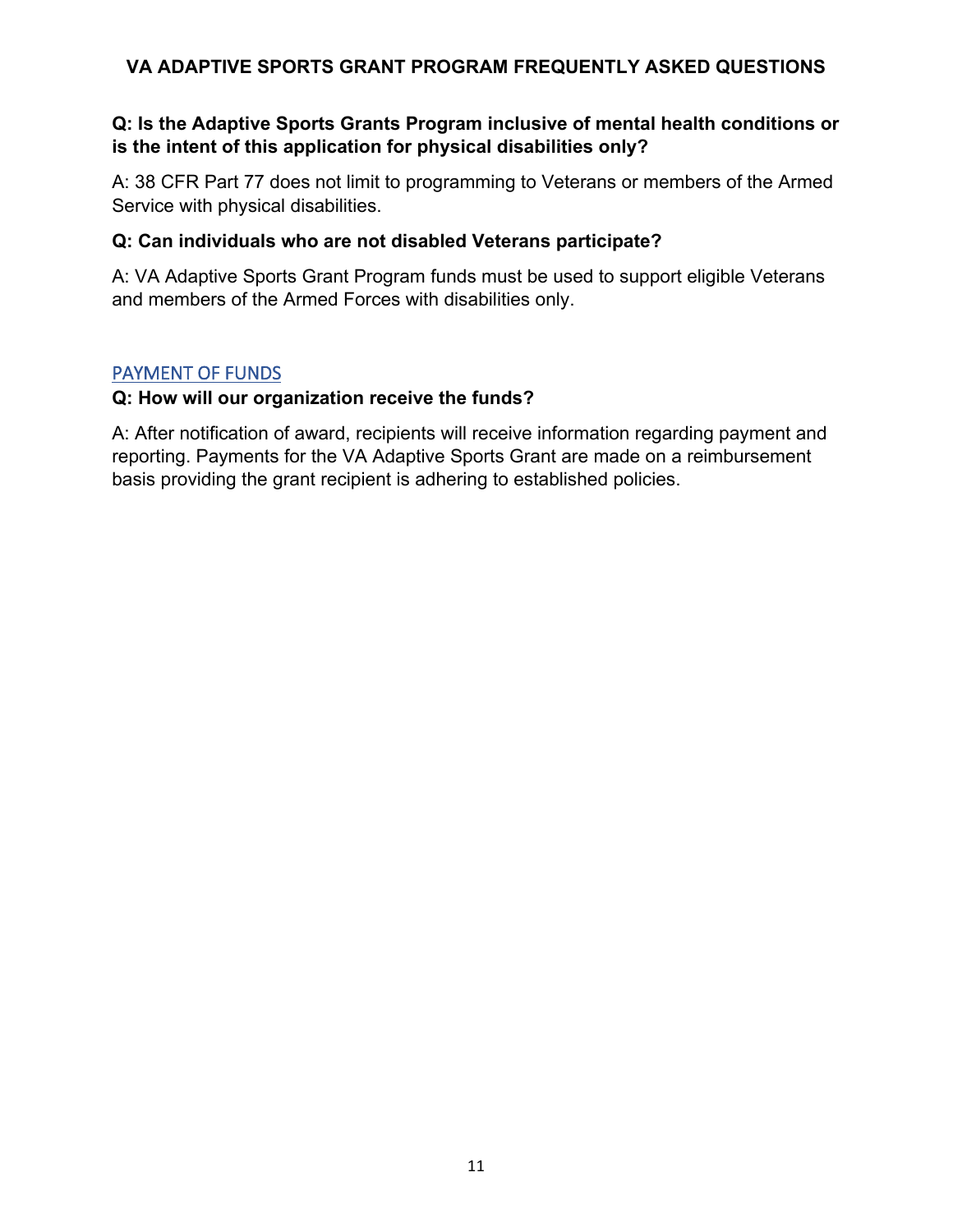**Q: Is the Adaptive Sports Grants Program inclusive of mental health conditions or is the intent of this application for physical disabilities only?**

A: 38 CFR Part 77 does not limit to programming to Veterans or members of the Armed Service with physical disabilities.

**Q: Can individuals who are not disabled Veterans participate?**

A: VA Adaptive Sports Grant Program funds must be used to support eligible Veterans and members of the Armed Forces with disabilities only.

## PAYMENT OF FUNDS

**Q: How will our organization receive the funds?**

A: After notification of award, recipients will receive information regarding payment and reporting. Payments for the VA Adaptive Sports Grant are made on a reimbursement basis providing the grant recipient is adhering to established policies.